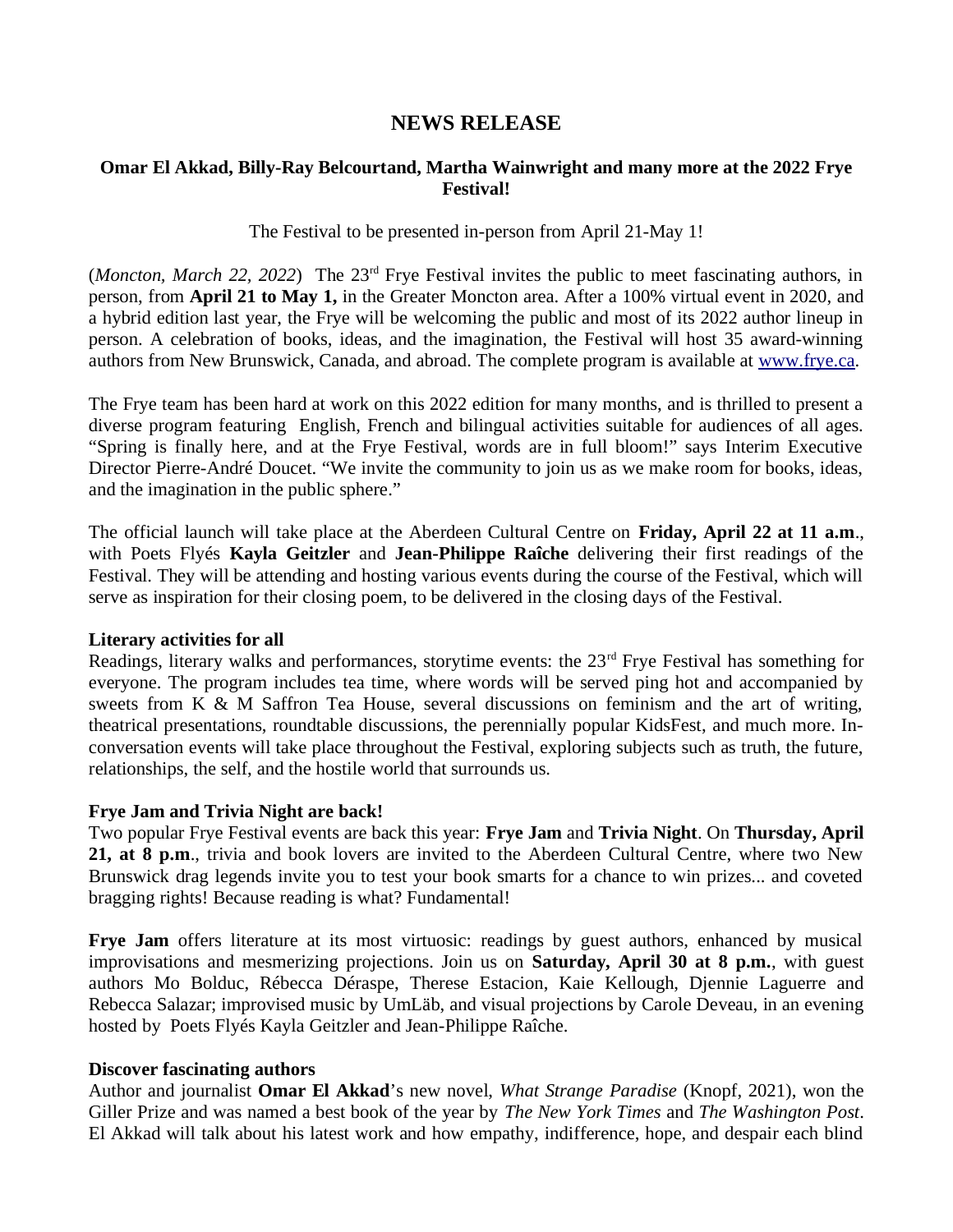# NEWS RELEASE

**Omar El Akkad, Billy-Ray Belcourtand, Martha Wainwright and many more at the 2022 Frye Festival!**

The Festival to be presented in-person from April 21-May 1!

(*Moncton, March 22, 2022*) The 23rd Frye Festival invites the public to meet fascinating authors, in person, from **April 21 to May 1,** in the Greater Moncton area. After a 100% virtual event in 2020, and a hybrid edition last year, the Frye will be welcoming the public and most of its 2022 author lineup in person. A celebration of books, ideas, and the imagination, the Festival will host 35 award-winning authors from New Brunswick, Canada, and abroad. The complete program is available at www.frye.ca.

The Frye team has been hard at work on this 2022 edition for many months, and is thrilled to present a diverse program featuring English, French and bilingual activities suitable for audiences of all ages. "Spring is finally here, and at the Frye Festival, words are in full bloom!" says Interim Executive Director Pierre-André Doucet. "We invite the community to join us as we make room for books, ideas, and the imagination in the public sphere."

The official launch will take place at the Aberdeen Cultural Centre on **Friday, April 22 at 11 a.m**., with Poets Flyés **Kayla Geitzler** and **Jean-Philippe Raîche** delivering their first readings of the Festival. They will be attending and hosting various events during the course of the Festival, which will serve as inspiration for their closing poem, to be delivered in the closing days of the Festival.

**Literary activities for all**

Readings, literary walks and performances, storytime events: the 23rd Frye Festival has something for everyone. The program includes tea time, where words will be served ping hot and accompanied by sweets from K & M Saffron Tea House, several discussions on feminism and the art of writing, theatrical presentations, roundtable discussions, the perennially popular KidsFest, and much more. In-conversation events will take place throughout the Festival, exploring subjects such as truth, the future, relationships, the self, and the hostile world that surrounds us.

**Frye Jam and Trivia Night are back!**

Two popular Frye Festival events are back this year: **Frye Jam** and **Trivia Night**. On **Thursday, April 21, at 8 p.m**., trivia and book lovers are invited to the Aberdeen Cultural Centre, where two New Brunswick drag legends invite you to test your book smarts for a chance to win prizes... and coveted bragging rights! Because reading is what? Fundamental!

**Frye Jam** offers literature at its most virtuosic: readings by guest authors, enhanced by musical improvisations and mesmerizing projections. Join us on **Saturday, April 30 at 8 p.m.**, with guest authors Mo Bolduc, Rébecca Déraspe, Therese Estacion, Kaie Kellough, Djennie Laguerre and Rebecca Salazar; improvised music by UmLäb, and visual projections by Carole Deveau, in an evening hosted by Poets Flyés Kayla Geitzler and Jean-Philippe Raîche.

**Discover fascinating authors**

Author and journalist **Omar El Akkad**'s new novel, *What Strange Paradise* (Knopf, 2021), won the Giller Prize and was named a best book of the year by *The New York Times* and *The Washington Post*. El Akkad will talk about his latest work and how empathy, indifference, hope, and despair each blind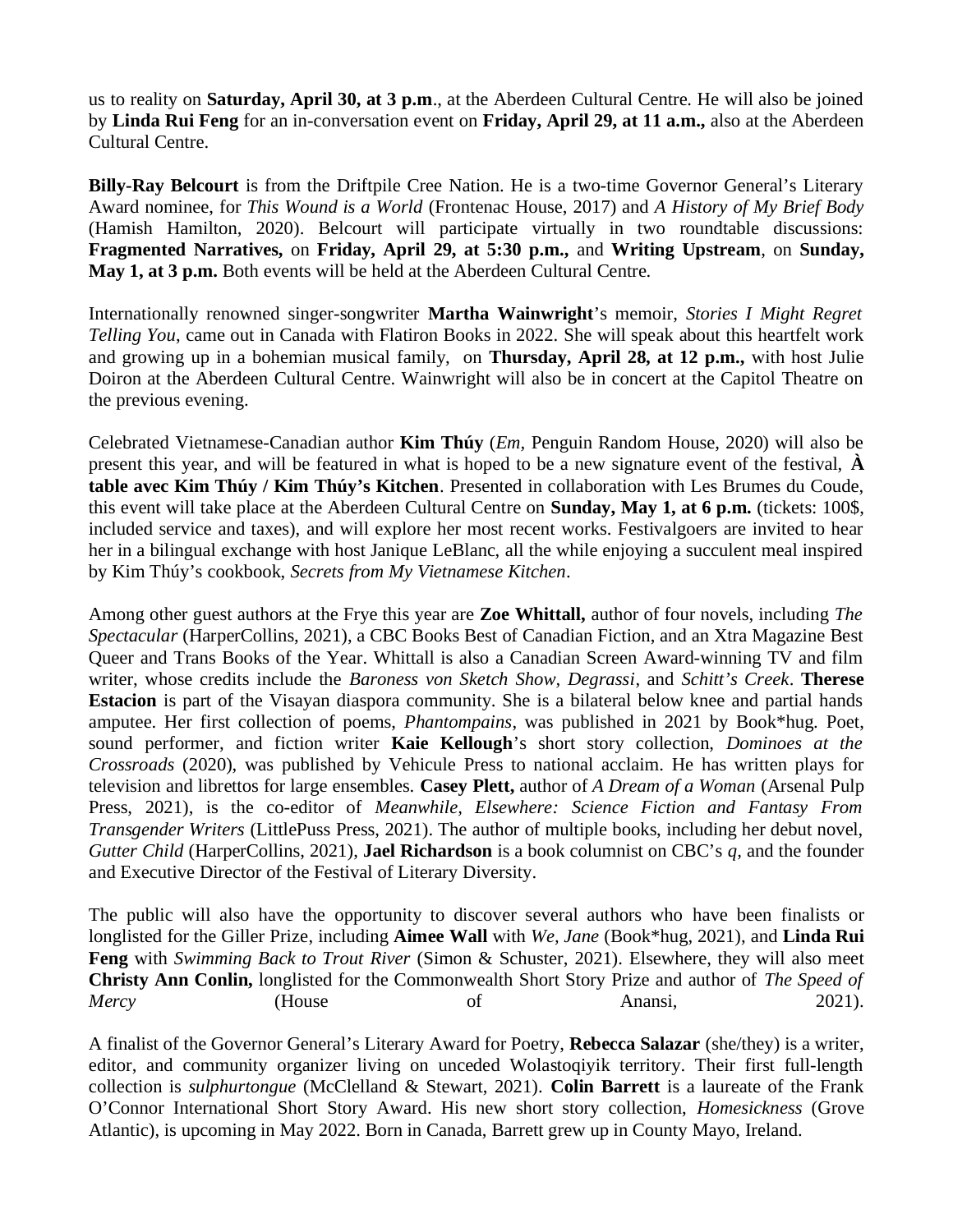us to reality on **Saturday, April 30, at 3 p.m**., at the Aberdeen Cultural Centre. He will also be joined by **Linda Rui Feng** for an in-conversation event on **Friday, April 29, at 11 a.m.,** also at the Aberdeen Cultural Centre.

**Billy-Ray Belcourt** is from the Driftpile Cree Nation. He is a two-time Governor General's Literary Award nominee, for *This Wound is a World* (Frontenac House, 2017) and *A History of My Brief Body* (Hamish Hamilton, 2020). Belcourt will participate virtually in two roundtable discussions: **Fragmented Narratives,** on **Friday, April 29, at 5:30 p.m.,** and **Writing Upstream**, on **Sunday, May 1, at 3 p.m.** Both events will be held at the Aberdeen Cultural Centre.

Internationally renowned singer-songwriter **Martha Wainwright**'s memoir, *Stories I Might Regret Telling You*, came out in Canada with Flatiron Books in 2022. She will speak about this heartfelt work and growing up in a bohemian musical family, on **Thursday, April 28, at 12 p.m.,** with host Julie Doiron at the Aberdeen Cultural Centre. Wainwright will also be in concert at the Capitol Theatre on the previous evening.

Celebrated Vietnamese-Canadian author **Kim Thúy** (*Em*, Penguin Random House, 2020) will also be present this year, and will be featured in what is hoped to be a new signature event of the festival, **À table avec Kim Thúy / Kim Thúy's Kitchen**. Presented in collaboration with Les Brumes du Coude, this event will take place at the Aberdeen Cultural Centre on **Sunday, May 1, at 6 p.m.** (tickets: 100$, included service and taxes), and will explore her most recent works. Festivalgoers are invited to hear her in a bilingual exchange with host Janique LeBlanc, all the while enjoying a succulent meal inspired by Kim Thúy's cookbook, *Secrets from My Vietnamese Kitchen*.

Among other guest authors at the Frye this year are **Zoe Whittall,** author of four novels, including *The Spectacular* (HarperCollins, 2021), a CBC Books Best of Canadian Fiction, and an Xtra Magazine Best Queer and Trans Books of the Year. Whittall is also a Canadian Screen Award-winning TV and film writer, whose credits include the *Baroness von Sketch Show*, *Degrassi*, and *Schitt's Creek*. **Therese Estacion** is part of the Visayan diaspora community. She is a bilateral below knee and partial hands amputee. Her first collection of poems, *Phantompains*, was published in 2021 by Book*hug. Poet, sound performer, and fiction writer **Kaie Kellough**'s short story collection, *Dominoes at the Crossroads* (2020), was published by Vehicule Press to national acclaim. He has written plays for television and librettos for large ensembles. **Casey Plett,** author of *A Dream of a Woman* (Arsenal Pulp Press, 2021), is the co-editor of *Meanwhile, Elsewhere: Science Fiction and Fantasy From Transgender Writers* (LittlePuss Press, 2021). The author of multiple books, including her debut novel, *Gutter Child* (HarperCollins, 2021), **Jael Richardson** is a book columnist on CBC's *q*, and the founder and Executive Director of the Festival of Literary Diversity.

The public will also have the opportunity to discover several authors who have been finalists or longlisted for the Giller Prize, including **Aimee Wall** with *We, Jane* (Book*hug, 2021), and **Linda Rui Feng** with *Swimming Back to Trout River* (Simon & Schuster, 2021). Elsewhere, they will also meet **Christy Ann Conlin,** longlisted for the Commonwealth Short Story Prize and author of *The Speed of Mercy* (House of Anansi, 2021).

A finalist of the Governor General's Literary Award for Poetry, **Rebecca Salazar** (she/they) is a writer, editor, and community organizer living on unceded Wolastoqiyik territory. Their first full-length collection is *sulphurtongue* (McClelland & Stewart, 2021). **Colin Barrett** is a laureate of the Frank O'Connor International Short Story Award. His new short story collection, *Homesickness* (Grove Atlantic), is upcoming in May 2022. Born in Canada, Barrett grew up in County Mayo, Ireland.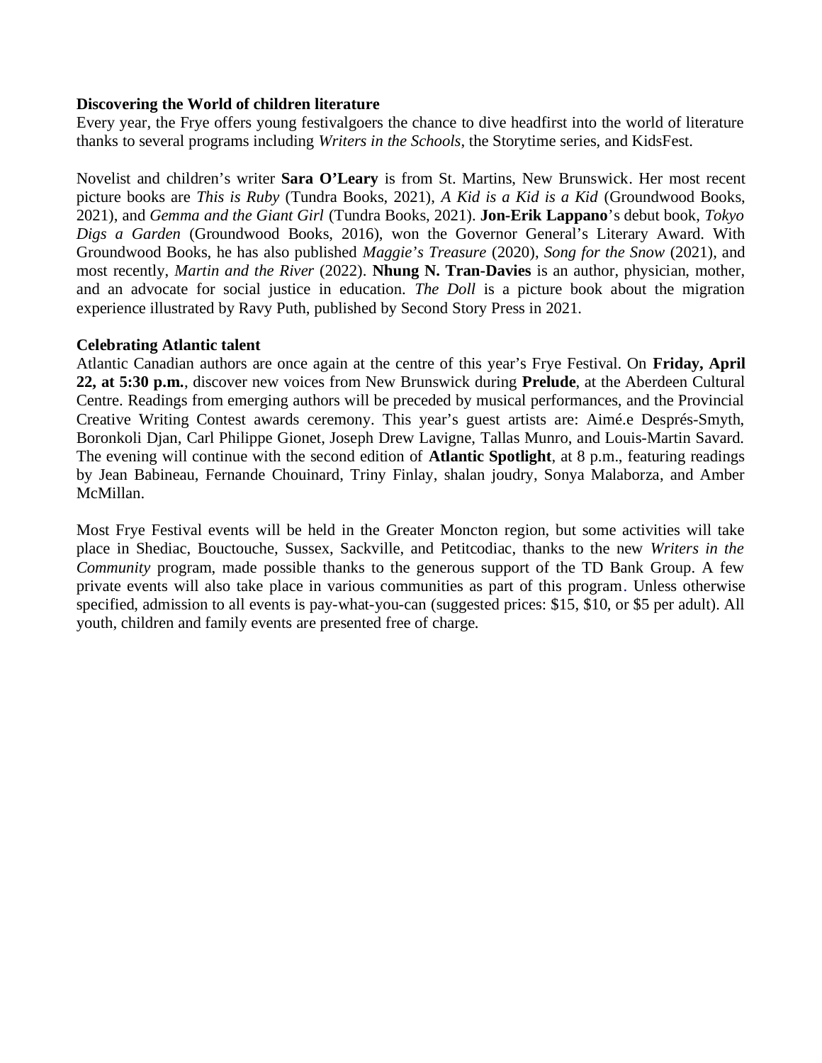**Discovering the World of children literature**

Every year, the Frye offers young festivalgoers the chance to dive headfirst into the world of literature thanks to several programs including *Writers in the Schools*, the Storytime series, and KidsFest.

Novelist and children's writer **Sara O'Leary** is from St. Martins, New Brunswick. Her most recent picture books are *This is Ruby* (Tundra Books, 2021), *A Kid is a Kid is a Kid* (Groundwood Books, 2021), and *Gemma and the Giant Girl* (Tundra Books, 2021). **Jon-Erik Lappano**'s debut book, *Tokyo Digs a Garden* (Groundwood Books, 2016), won the Governor General's Literary Award. With Groundwood Books, he has also published *Maggie's Treasure* (2020), *Song for the Snow* (2021), and most recently, *Martin and the River* (2022). **Nhung N. Tran-Davies** is an author, physician, mother, and an advocate for social justice in education. *The Doll* is a picture book about the migration experience illustrated by Ravy Puth, published by Second Story Press in 2021.

**Celebrating Atlantic talent**

Atlantic Canadian authors are once again at the centre of this year's Frye Festival. On **Friday, April 22, at 5:30 p.m.**, discover new voices from New Brunswick during **Prelude**, at the Aberdeen Cultural Centre. Readings from emerging authors will be preceded by musical performances, and the Provincial Creative Writing Contest awards ceremony. This year's guest artists are: Aimé.e Després-Smyth, Boronkoli Djan, Carl Philippe Gionet, Joseph Drew Lavigne, Tallas Munro, and Louis-Martin Savard. The evening will continue with the second edition of **Atlantic Spotlight**, at 8 p.m., featuring readings by Jean Babineau, Fernande Chouinard, Triny Finlay, shalan joudry, Sonya Malaborza, and Amber McMillan.

Most Frye Festival events will be held in the Greater Moncton region, but some activities will take place in Shediac, Bouctouche, Sussex, Sackville, and Petitcodiac, thanks to the new *Writers in the Community* program, made possible thanks to the generous support of the TD Bank Group. A few private events will also take place in various communities as part of this program. Unless otherwise specified, admission to all events is pay-what-you-can (suggested prices: $15, $10, or $5 per adult). All youth, children and family events are presented free of charge.